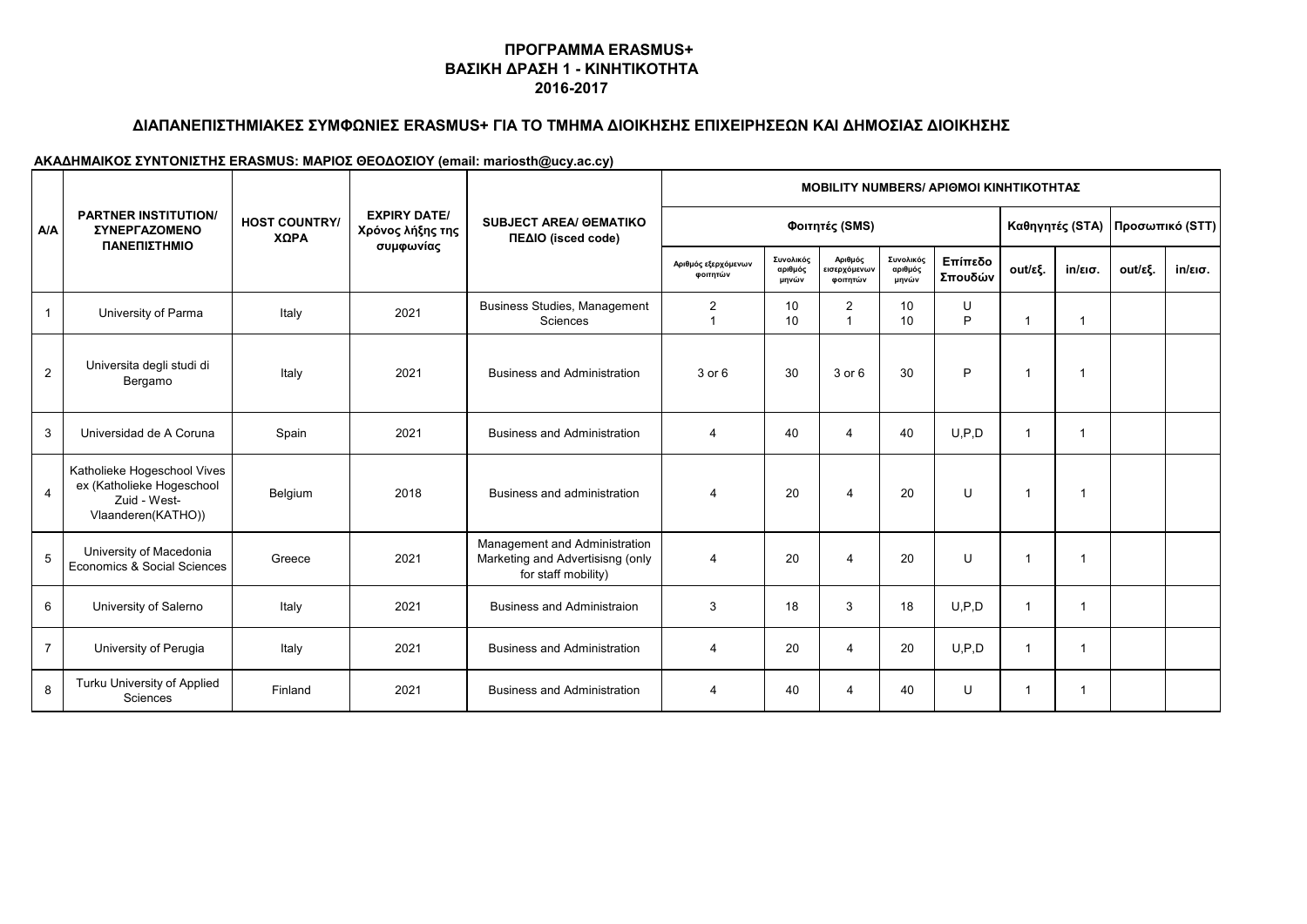# ΠΡΟΓΡΑΜΜΑ ERASMUS+
## ΒΑΣΙΚΗ ΔΡΑΣΗ 1 - ΚΙΝΗΤΙΚΟΤΗΤΑ
## 2016-2017

### ΔΙΑΠΑΝΕΠΙΣΤΗΜΙΑΚΕΣ ΣΥΜΦΩΝΙΕΣ ERASMUS+ ΓΙΑ ΤΟ ΤΜΗΜΑ ΔΙΟΙΚΗΣΗΣ ΕΠΙΧΕΙΡΗΣΕΩΝ ΚΑΙ ΔΗΜΟΣΙΑΣ ΔΙΟΙΚΗΣΗΣ

**ΑΚΑΔΗΜΑΙΚΟΣ ΣΥΝΤΟΝΙΣΤΗΣ ERASMUS: ΜΑΡΙΟΣ ΘΕΟΔΟΣΙΟΥ (email: mariosth@ucy.ac.cy)**

| A/A | PARTNER INSTITUTION/ ΣΥΝΕΡΓΑΖΟΜΕΝΟ ΠΑΝΕΠΙΣΤΗΜΙΟ | HOST COUNTRY/ ΧΩΡΑ | EXPIRY DATE/ Χρόνος λήξης της συμφωνίας | SUBJECT AREA/ ΘΕΜΑΤΙΚΟ ΠΕΔΙΟ (isced code) | MOBILITY NUMBERS/ ΑΡΙΘΜΟΙ ΚΙΝΗΤΙΚΟΤΗΤΑΣ | | | | | | | | |
|---|---|---|---|---|---|---|---|---|---|---|---|---|---|
| | | | | | Φοιτητές (SMS) | | | | | Καθηγητές (STA) | | Προσωπικό (STT) | |
| | | | | | Αριθμός εξερχόμενων φοιτητών | Συνολικός αριθμός μηνών | Αριθμός εισερχόμενων φοιτητών | Συνολικός αριθμός μηνών | Επίπεδο Σπουδών | out/εξ. | in/εισ. | out/εξ. | in/εισ. |
| 1 | University of Parma | Italy | 2021 | Business Studies, Management Sciences | 2<br>1 | 10<br>10 | 2<br>1 | 10<br>10 | U<br>P | 1 | 1 | | |
| 2 | Universita degli studi di Bergamo | Italy | 2021 | Business and Administration | 3 or 6 | 30 | 3 or 6 | 30 | P | 1 | 1 | | |
| 3 | Universidad de A Coruna | Spain | 2021 | Business and Administration | 4 | 40 | 4 | 40 | U,P,D | 1 | 1 | | |
| 4 | Katholieke Hogeschool Vives ex (Katholieke Hogeschool Zuid - West-Vlaanderen(KATHO)) | Belgium | 2018 | Business and administration | 4 | 20 | 4 | 20 | U | 1 | 1 | | |
| 5 | University of Macedonia Economics & Social Sciences | Greece | 2021 | Management and Administration Marketing and Advertisisng (only for staff mobility) | 4 | 20 | 4 | 20 | U | 1 | 1 | | |
| 6 | University of Salerno | Italy | 2021 | Business and Administraion | 3 | 18 | 3 | 18 | U,P,D | 1 | 1 | | |
| 7 | University of Perugia | Italy | 2021 | Business and Administration | 4 | 20 | 4 | 20 | U,P,D | 1 | 1 | | |
| 8 | Turku University of Applied Sciences | Finland | 2021 | Business and Administration | 4 | 40 | 4 | 40 | U | 1 | 1 | | |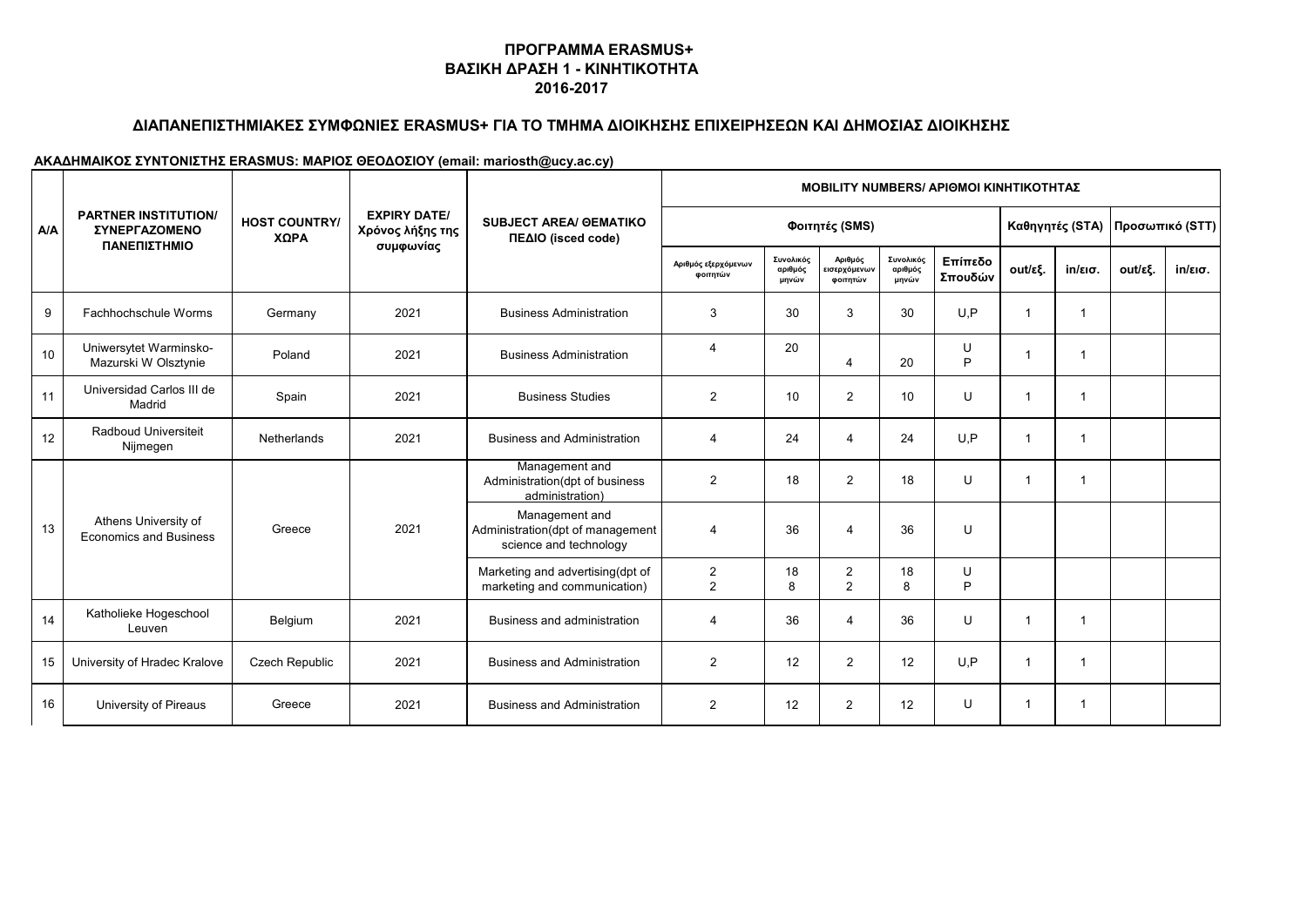## ΠΡΟΓΡΑΜΜΑ ERASMUS+
## ΒΑΣΙΚΗ ΔΡΑΣΗ 1 - ΚΙΝΗΤΙΚΟΤΗΤΑ
## 2016-2017

### ΔΙΑΠΑΝΕΠΙΣΤΗΜΙΑΚΕΣ ΣΥΜΦΩΝΙΕΣ ERASMUS+ ΓΙΑ ΤΟ ΤΜΗΜΑ ΔΙΟΙΚΗΣΗΣ ΕΠΙΧΕΙΡΗΣΕΩΝ ΚΑΙ ΔΗΜΟΣΙΑΣ ΔΙΟΙΚΗΣΗΣ

**ΑΚΑΔΗΜΑΙΚΟΣ ΣΥΝΤΟΝΙΣΤΗΣ ERASMUS: ΜΑΡΙΟΣ ΘΕΟΔΟΣΙΟΥ (email: mariosth@ucy.ac.cy)**

| A/A | PARTNER INSTITUTION/ ΣΥΝΕΡΓΑΖΟΜΕΝΟ ΠΑΝΕΠΙΣΤΗΜΙΟ | HOST COUNTRY/ ΧΩΡΑ | EXPIRY DATE/ Χρόνος λήξης της συμφωνίας | SUBJECT AREA/ ΘΕΜΑΤΙΚΟ ΠΕΔΙΟ (isced code) | MOBILITY NUMBERS/ ΑΡΙΘΜΟΙ ΚΙΝΗΤΙΚΟΤΗΤΑΣ | | | | | | | | |
|---|---|---|---|---|---|---|---|---|---|---|---|---|---|
| | | | | | Φοιτητές (SMS) | | | | | Καθηγητές (STA) | | Προσωπικό (STT) | |
| | | | | | Αριθμός εξερχόμενων φοιτητών | Συνολικός αριθμός μηνών | Αριθμός εισερχόμενων φοιτητών | Συνολικός αριθμός μηνών | Επίπεδο Σπουδών | out/εξ. | in/εισ. | out/εξ. | in/εισ. |
| 9 | Fachhochschule Worms | Germany | 2021 | Business Administration | 3 | 30 | 3 | 30 | U,P | 1 | 1 | | |
| 10 | Uniwersytet Warminsko-Mazurski W Olsztynie | Poland | 2021 | Business Administration | 4 | 20 | 4 | 20 | U<br>P | 1 | 1 | | |
| 11 | Universidad Carlos III de Madrid | Spain | 2021 | Business Studies | 2 | 10 | 2 | 10 | U | 1 | 1 | | |
| 12 | Radboud Universiteit Nijmegen | Netherlands | 2021 | Business and Administration | 4 | 24 | 4 | 24 | U,P | 1 | 1 | | |
| 13 | Athens University of Economics and Business | Greece | 2021 | Management and Administration(dpt of business administration) | 2 | 18 | 2 | 18 | U | 1 | 1 | | |
| | | | | Management and Administration(dpt of management science and technology | 4 | 36 | 4 | 36 | U | | | | |
| | | | | Marketing and advertising(dpt of marketing and communication) | 2<br>2 | 18<br>8 | 2<br>2 | 18<br>8 | U<br>P | | | | |
| 14 | Katholieke Hogeschool Leuven | Belgium | 2021 | Business and administration | 4 | 36 | 4 | 36 | U | 1 | 1 | | |
| 15 | University of Hradec Kralove | Czech Republic | 2021 | Business and Administration | 2 | 12 | 2 | 12 | U,P | 1 | 1 | | |
| 16 | University of Pireaus | Greece | 2021 | Business and Administration | 2 | 12 | 2 | 12 | U | 1 | 1 | | |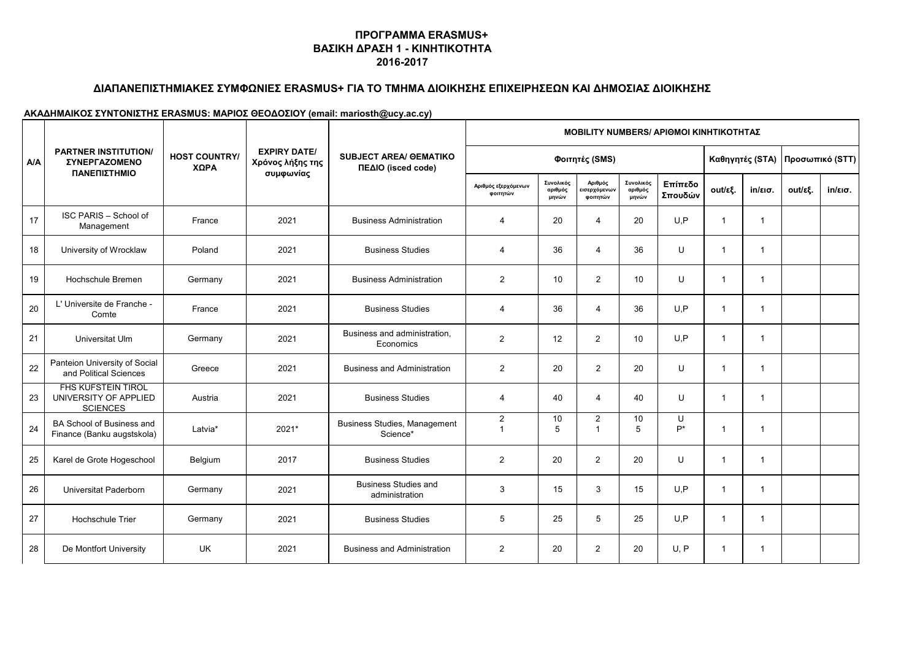## ΠΡΟΓΡΑΜΜΑ ERASMUS+
## ΒΑΣΙΚΗ ΔΡΑΣΗ 1 - ΚΙΝΗΤΙΚΟΤΗΤΑ
## 2016-2017

### ΔΙΑΠΑΝΕΠΙΣΤΗΜΙΑΚΕΣ ΣΥΜΦΩΝΙΕΣ ERASMUS+ ΓΙΑ ΤΟ ΤΜΗΜΑ ΔΙΟΙΚΗΣΗΣ ΕΠΙΧΕΙΡΗΣΕΩΝ ΚΑΙ ΔΗΜΟΣΙΑΣ ΔΙΟΙΚΗΣΗΣ

**ΑΚΑΔΗΜΑΙΚΟΣ ΣΥΝΤΟΝΙΣΤΗΣ ERASMUS: ΜΑΡΙΟΣ ΘΕΟΔΟΣΙΟΥ (email: mariosth@ucy.ac.cy)**

| A/A | PARTNER INSTITUTION/ ΣΥΝΕΡΓΑΖΟΜΕΝΟ ΠΑΝΕΠΙΣΤΗΜΙΟ | HOST COUNTRY/ ΧΩΡΑ | EXPIRY DATE/ Χρόνος λήξης της συμφωνίας | SUBJECT AREA/ ΘΕΜΑΤΙΚΟ ΠΕΔΙΟ (isced code) | MOBILITY NUMBERS/ ΑΡΙΘΜΟΙ ΚΙΝΗΤΙΚΟΤΗΤΑΣ | | | | | | | | |
|---|---|---|---|---|---|---|---|---|---|---|---|---|---|
| | | | | | Φοιτητές (SMS) | | | | | Καθηγητές (STA) | | Προσωπικό (STT) | |
| | | | | | Αριθμός εξερχόμενων φοιτητών | Συνολικός αριθμός μηνών | Αριθμός εισερχόμενων φοιτητών | Συνολικός αριθμός μηνών | Επίπεδο Σπουδών | out/εξ. | in/εισ. | out/εξ. | in/εισ. |
| 17 | ISC PARIS – School of Management | France | 2021 | Business Administration | 4 | 20 | 4 | 20 | U,P | 1 | 1 | | |
| 18 | University of Wrocklaw | Poland | 2021 | Business Studies | 4 | 36 | 4 | 36 | U | 1 | 1 | | |
| 19 | Hochschule Bremen | Germany | 2021 | Business Administration | 2 | 10 | 2 | 10 | U | 1 | 1 | | |
| 20 | L' Universite de Franche - Comte | France | 2021 | Business Studies | 4 | 36 | 4 | 36 | U,P | 1 | 1 | | |
| 21 | Universitat Ulm | Germany | 2021 | Business and administration, Economics | 2 | 12 | 2 | 10 | U,P | 1 | 1 | | |
| 22 | Panteion University of Social and Political Sciences | Greece | 2021 | Business and Administration | 2 | 20 | 2 | 20 | U | 1 | 1 | | |
| 23 | FHS KUFSTEIN TIROL UNIVERSITY OF APPLIED SCIENCES | Austria | 2021 | Business Studies | 4 | 40 | 4 | 40 | U | 1 | 1 | | |
| 24 | BA School of Business and Finance (Banku augstskola) | Latvia* | 2021* | Business Studies, Management Science* | 2<br>1 | 10<br>5 | 2<br>1 | 10<br>5 | U<br>P* | 1 | 1 | | |
| 25 | Karel de Grote Hogeschool | Belgium | 2017 | Business Studies | 2 | 20 | 2 | 20 | U | 1 | 1 | | |
| 26 | Universitat Paderborn | Germany | 2021 | Business Studies and administration | 3 | 15 | 3 | 15 | U,P | 1 | 1 | | |
| 27 | Hochschule Trier | Germany | 2021 | Business Studies | 5 | 25 | 5 | 25 | U,P | 1 | 1 | | |
| 28 | De Montfort University | UK | 2021 | Business and Administration | 2 | 20 | 2 | 20 | U, P | 1 | 1 | | |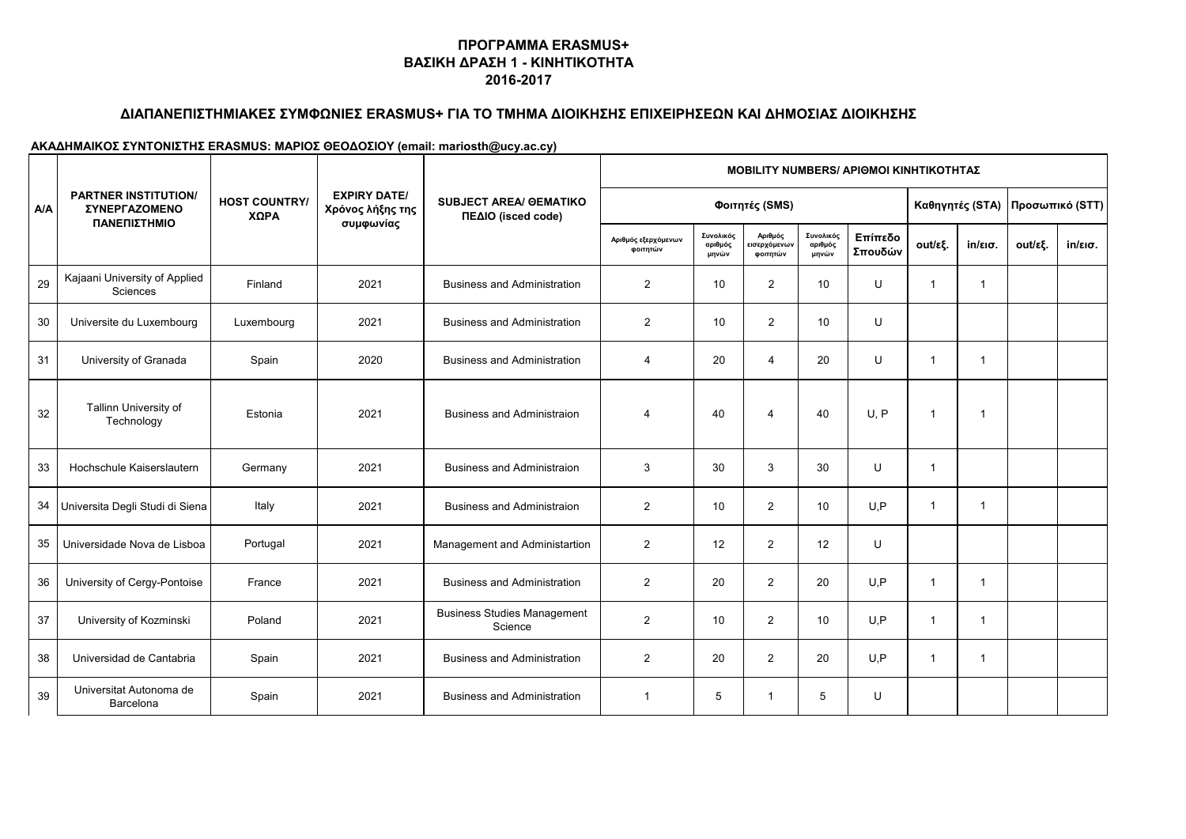**ΠΡΟΓΡΑΜΜΑ ERASMUS+**
**ΒΑΣΙΚΗ ΔΡΑΣΗ 1 - ΚΙΝΗΤΙΚΟΤΗΤΑ**
**2016-2017**

## ΔΙΑΠΑΝΕΠΙΣΤΗΜΙΑΚΕΣ ΣΥΜΦΩΝΙΕΣ ERASMUS+ ΓΙΑ ΤΟ ΤΜΗΜΑ ΔΙΟΙΚΗΣΗΣ ΕΠΙΧΕΙΡΗΣΕΩΝ ΚΑΙ ΔΗΜΟΣΙΑΣ ΔΙΟΙΚΗΣΗΣ

**ΑΚΑΔΗΜΑΙΚΟΣ ΣΥΝΤΟΝΙΣΤΗΣ ERASMUS: ΜΑΡΙΟΣ ΘΕΟΔΟΣΙΟΥ (email: mariosth@ucy.ac.cy)**

| A/A | PARTNER INSTITUTION/ ΣΥΝΕΡΓΑΖΟΜΕΝΟ ΠΑΝΕΠΙΣΤΗΜΙΟ | HOST COUNTRY/ ΧΩΡΑ | EXPIRY DATE/ Χρόνος λήξης της συμφωνίας | SUBJECT AREA/ ΘΕΜΑΤΙΚΟ ΠΕΔΙΟ (isced code) | MOBILITY NUMBERS/ ΑΡΙΘΜΟΙ ΚΙΝΗΤΙΚΟΤΗΤΑΣ | | | | | | | | |
|---|---|---|---|---|---|---|---|---|---|---|---|---|---|
| | | | | | Φοιτητές (SMS) | | | | | Καθηγητές (STA) | | Προσωπικό (STT) | |
| | | | | | Αριθμός εξερχόμενων φοιτητών | Συνολικός αριθμός μηνών | Αριθμός εισερχόμενων φοιτητών | Συνολικός αριθμός μηνών | Επίπεδο Σπουδών | out/εξ. | in/εισ. | out/εξ. | in/εισ. |
| 29 | Kajaani University of Applied Sciences | Finland | 2021 | Business and Administration | 2 | 10 | 2 | 10 | U | 1 | 1 | | |
| 30 | Universite du Luxembourg | Luxembourg | 2021 | Business and Administration | 2 | 10 | 2 | 10 | U | | | | |
| 31 | University of Granada | Spain | 2020 | Business and Administration | 4 | 20 | 4 | 20 | U | 1 | 1 | | |
| 32 | Tallinn University of Technology | Estonia | 2021 | Business and Administraion | 4 | 40 | 4 | 40 | U, P | 1 | 1 | | |
| 33 | Hochschule Kaiserslautern | Germany | 2021 | Business and Administraion | 3 | 30 | 3 | 30 | U | 1 | | | |
| 34 | Universita Degli Studi di Siena | Italy | 2021 | Business and Administraion | 2 | 10 | 2 | 10 | U,P | 1 | 1 | | |
| 35 | Universidade Nova de Lisboa | Portugal | 2021 | Management and Administartion | 2 | 12 | 2 | 12 | U | | | | |
| 36 | University of Cergy-Pontoise | France | 2021 | Business and Administration | 2 | 20 | 2 | 20 | U,P | 1 | 1 | | |
| 37 | University of Kozminski | Poland | 2021 | Business Studies Management Science | 2 | 10 | 2 | 10 | U,P | 1 | 1 | | |
| 38 | Universidad de Cantabria | Spain | 2021 | Business and Administration | 2 | 20 | 2 | 20 | U,P | 1 | 1 | | |
| 39 | Universitat Autonoma de Barcelona | Spain | 2021 | Business and Administration | 1 | 5 | 1 | 5 | U | | | | |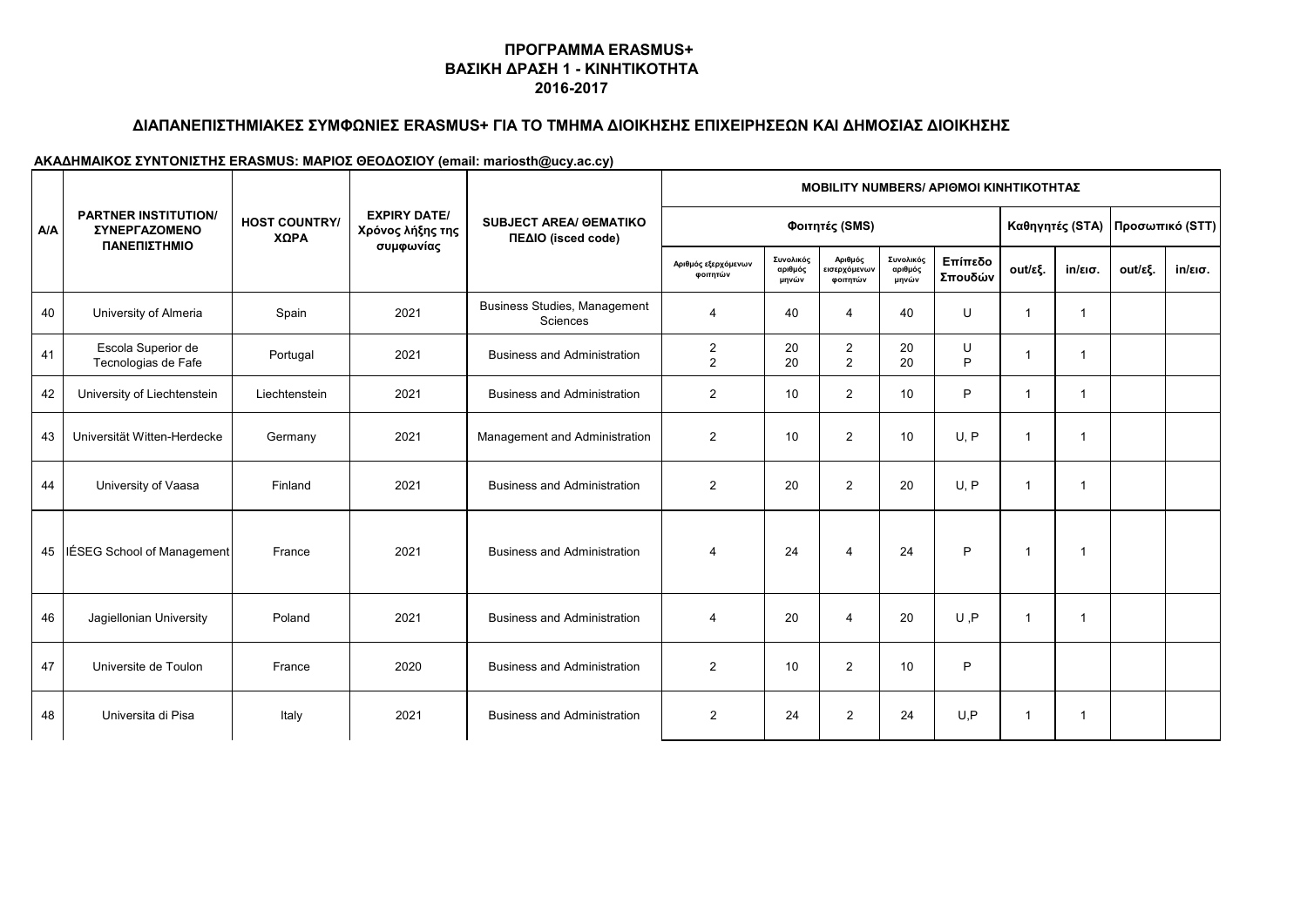## ΠΡΟΓΡΑΜΜΑ ERASMUS+
## ΒΑΣΙΚΗ ΔΡΑΣΗ 1 - ΚΙΝΗΤΙΚΟΤΗΤΑ
## 2016-2017

### ΔΙΑΠΑΝΕΠΙΣΤΗΜΙΑΚΕΣ ΣΥΜΦΩΝΙΕΣ ERASMUS+ ΓΙΑ ΤΟ ΤΜΗΜΑ ΔΙΟΙΚΗΣΗΣ ΕΠΙΧΕΙΡΗΣΕΩΝ ΚΑΙ ΔΗΜΟΣΙΑΣ ΔΙΟΙΚΗΣΗΣ

**ΑΚΑΔΗΜΑΙΚΟΣ ΣΥΝΤΟΝΙΣΤΗΣ ERASMUS: ΜΑΡΙΟΣ ΘΕΟΔΟΣΙΟΥ (email: mariosth@ucy.ac.cy)**

| A/A | PARTNER INSTITUTION/ ΣΥΝΕΡΓΑΖΟΜΕΝΟ ΠΑΝΕΠΙΣΤΗΜΙΟ | HOST COUNTRY/ ΧΩΡΑ | EXPIRY DATE/ Χρόνος λήξης της συμφωνίας | SUBJECT AREA/ ΘΕΜΑΤΙΚΟ ΠΕΔΙΟ (isced code) | MOBILITY NUMBERS/ ΑΡΙΘΜΟΙ ΚΙΝΗΤΙΚΟΤΗΤΑΣ | | | | | | | | |
|---|---|---|---|---|---|---|---|---|---|---|---|---|---|
| | | | | | Φοιτητές (SMS) | | | | | Καθηγητές (STA) | | Προσωπικό (STT) | |
| | | | | | Αριθμός εξερχόμενων φοιτητών | Συνολικός αριθμός μηνών | Αριθμός εισερχόμενων φοιτητών | Συνολικός αριθμός μηνών | Επίπεδο Σπουδών | out/εξ. | in/εισ. | out/εξ. | in/εισ. |
| 40 | University of Almeria | Spain | 2021 | Business Studies, Management Sciences | 4 | 40 | 4 | 40 | U | 1 | 1 | | |
| 41 | Escola Superior de Tecnologias de Fafe | Portugal | 2021 | Business and Administration | 2<br>2 | 20<br>20 | 2<br>2 | 20<br>20 | U<br>P | 1 | 1 | | |
| 42 | University of Liechtenstein | Liechtenstein | 2021 | Business and Administration | 2 | 10 | 2 | 10 | P | 1 | 1 | | |
| 43 | Universität Witten-Herdecke | Germany | 2021 | Management and Administration | 2 | 10 | 2 | 10 | U, P | 1 | 1 | | |
| 44 | University of Vaasa | Finland | 2021 | Business and Administration | 2 | 20 | 2 | 20 | U, P | 1 | 1 | | |
| 45 | IÉSEG School of Management | France | 2021 | Business and Administration | 4 | 24 | 4 | 24 | P | 1 | 1 | | |
| 46 | Jagiellonian University | Poland | 2021 | Business and Administration | 4 | 20 | 4 | 20 | U ,P | 1 | 1 | | |
| 47 | Universite de Toulon | France | 2020 | Business and Administration | 2 | 10 | 2 | 10 | P | | | | |
| 48 | Universita di Pisa | Italy | 2021 | Business and Administration | 2 | 24 | 2 | 24 | U,P | 1 | 1 | | |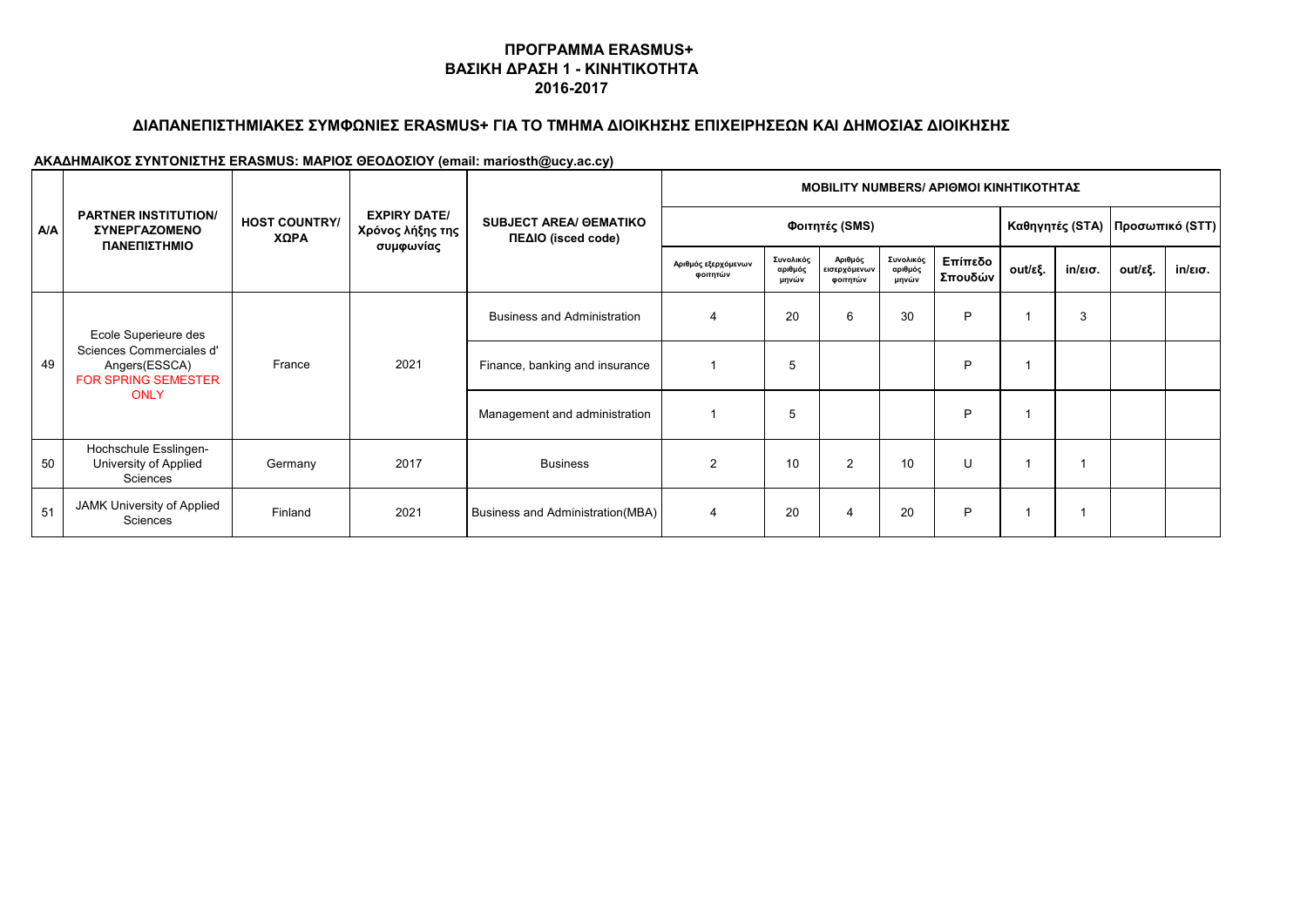**ΠΡΟΓΡΑΜΜΑ ERASMUS+**
**ΒΑΣΙΚΗ ΔΡΑΣΗ 1 - ΚΙΝΗΤΙΚΟΤΗΤΑ**
**2016-2017**

## ΔΙΑΠΑΝΕΠΙΣΤΗΜΙΑΚΕΣ ΣΥΜΦΩΝΙΕΣ ERASMUS+ ΓΙΑ ΤΟ ΤΜΗΜΑ ΔΙΟΙΚΗΣΗΣ ΕΠΙΧΕΙΡΗΣΕΩΝ ΚΑΙ ΔΗΜΟΣΙΑΣ ΔΙΟΙΚΗΣΗΣ

**ΑΚΑΔΗΜΑΙΚΟΣ ΣΥΝΤΟΝΙΣΤΗΣ ERASMUS: ΜΑΡΙΟΣ ΘΕΟΔΟΣΙΟΥ (email: mariosth@ucy.ac.cy)**

| A/A | PARTNER INSTITUTION/ ΣΥΝΕΡΓΑΖΟΜΕΝΟ ΠΑΝΕΠΙΣΤΗΜΙΟ | HOST COUNTRY/ ΧΩΡΑ | EXPIRY DATE/ Χρόνος λήξης της συμφωνίας | SUBJECT AREA/ ΘΕΜΑΤΙΚΟ ΠΕΔΙΟ (isced code) | MOBILITY NUMBERS/ ΑΡΙΘΜΟΙ ΚΙΝΗΤΙΚΟΤΗΤΑΣ | | | | | | | | |
|---|---|---|---|---|---|---|---|---|---|---|---|---|---|
| | | | | | Φοιτητές (SMS) | | | | | Καθηγητές (STA) | | Προσωπικό (STT) | |
| | | | | | Αριθμός εξερχόμενων φοιτητών | Συνολικός αριθμός μηνών | Αριθμός εισερχόμενων φοιτητών | Συνολικός αριθμός μηνών | Επίπεδο Σπουδών | out/εξ. | in/εισ. | out/εξ. | in/εισ. |
| 49 | Ecole Superieure des Sciences Commerciales d' Angers(ESSCA) FOR SPRING SEMESTER ONLY | France | 2021 | Business and Administration | 4 | 20 | 6 | 30 | P | 1 | 3 | | |
| | | | | Finance, banking and insurance | 1 | 5 | | | P | 1 | | | |
| | | | | Management and administration | 1 | 5 | | | P | 1 | | | |
| 50 | Hochschule Esslingen-University of Applied Sciences | Germany | 2017 | Business | 2 | 10 | 2 | 10 | U | 1 | 1 | | |
| 51 | JAMK University of Applied Sciences | Finland | 2021 | Business and Administration(MBA) | 4 | 20 | 4 | 20 | P | 1 | 1 | | |